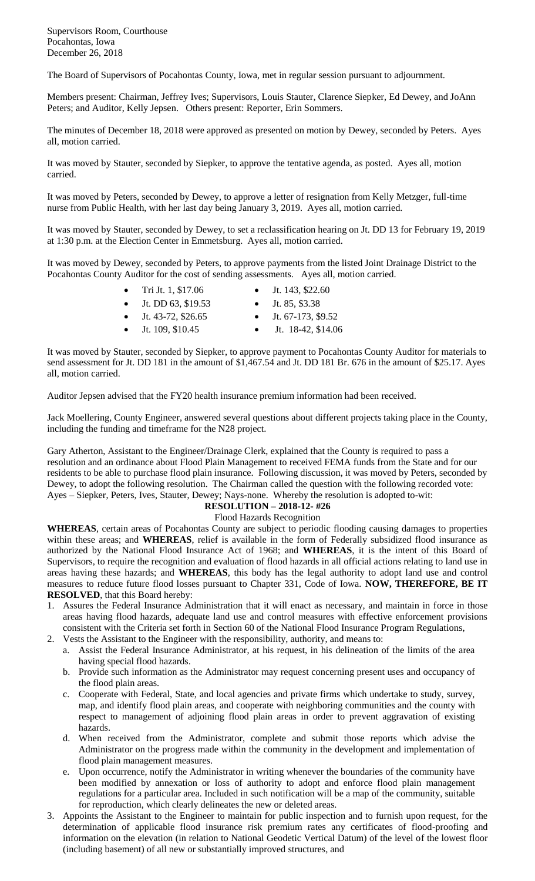Supervisors Room, Courthouse
Pocahontas, Iowa
December 26, 2018

The Board of Supervisors of Pocahontas County, Iowa, met in regular session pursuant to adjournment.

Members present: Chairman, Jeffrey Ives; Supervisors, Louis Stauter, Clarence Siepker, Ed Dewey, and JoAnn Peters; and Auditor, Kelly Jepsen. Others present: Reporter, Erin Sommers.

The minutes of December 18, 2018 were approved as presented on motion by Dewey, seconded by Peters. Ayes all, motion carried.

It was moved by Stauter, seconded by Siepker, to approve the tentative agenda, as posted. Ayes all, motion carried.

It was moved by Peters, seconded by Dewey, to approve a letter of resignation from Kelly Metzger, full-time nurse from Public Health, with her last day being January 3, 2019. Ayes all, motion carried.

It was moved by Stauter, seconded by Dewey, to set a reclassification hearing on Jt. DD 13 for February 19, 2019 at 1:30 p.m. at the Election Center in Emmetsburg. Ayes all, motion carried.

It was moved by Dewey, seconded by Peters, to approve payments from the listed Joint Drainage District to the Pocahontas County Auditor for the cost of sending assessments. Ayes all, motion carried.

- Tri Jt. 1, $17.06
- Jt. DD 63, $19.53
- Jt. 43-72, $26.65
- Jt. 109, $10.45
- Jt. 143, $22.60
- Jt. 85, $3.38
- Jt. 67-173, $9.52
- Jt. 18-42, $14.06

It was moved by Stauter, seconded by Siepker, to approve payment to Pocahontas County Auditor for materials to send assessment for Jt. DD 181 in the amount of $1,467.54 and Jt. DD 181 Br. 676 in the amount of $25.17. Ayes all, motion carried.

Auditor Jepsen advised that the FY20 health insurance premium information had been received.

Jack Moellering, County Engineer, answered several questions about different projects taking place in the County, including the funding and timeframe for the N28 project.

Gary Atherton, Assistant to the Engineer/Drainage Clerk, explained that the County is required to pass a resolution and an ordinance about Flood Plain Management to received FEMA funds from the State and for our residents to be able to purchase flood plain insurance. Following discussion, it was moved by Peters, seconded by Dewey, to adopt the following resolution. The Chairman called the question with the following recorded vote: Ayes – Siepker, Peters, Ives, Stauter, Dewey; Nays-none. Whereby the resolution is adopted to-wit:

**RESOLUTION – 2018-12- #26**

Flood Hazards Recognition

**WHEREAS**, certain areas of Pocahontas County are subject to periodic flooding causing damages to properties within these areas; and **WHEREAS**, relief is available in the form of Federally subsidized flood insurance as authorized by the National Flood Insurance Act of 1968; and **WHEREAS**, it is the intent of this Board of Supervisors, to require the recognition and evaluation of flood hazards in all official actions relating to land use in areas having these hazards; and **WHEREAS**, this body has the legal authority to adopt land use and control measures to reduce future flood losses pursuant to Chapter 331, Code of Iowa. **NOW, THEREFORE, BE IT RESOLVED**, that this Board hereby:

1. Assures the Federal Insurance Administration that it will enact as necessary, and maintain in force in those areas having flood hazards, adequate land use and control measures with effective enforcement provisions consistent with the Criteria set forth in Section 60 of the National Flood Insurance Program Regulations,
2. Vests the Assistant to the Engineer with the responsibility, authority, and means to:
   a. Assist the Federal Insurance Administrator, at his request, in his delineation of the limits of the area having special flood hazards.
   b. Provide such information as the Administrator may request concerning present uses and occupancy of the flood plain areas.
   c. Cooperate with Federal, State, and local agencies and private firms which undertake to study, survey, map, and identify flood plain areas, and cooperate with neighboring communities and the county with respect to management of adjoining flood plain areas in order to prevent aggravation of existing hazards.
   d. When received from the Administrator, complete and submit those reports which advise the Administrator on the progress made within the community in the development and implementation of flood plain management measures.
   e. Upon occurrence, notify the Administrator in writing whenever the boundaries of the community have been modified by annexation or loss of authority to adopt and enforce flood plain management regulations for a particular area. Included in such notification will be a map of the community, suitable for reproduction, which clearly delineates the new or deleted areas.
3. Appoints the Assistant to the Engineer to maintain for public inspection and to furnish upon request, for the determination of applicable flood insurance risk premium rates any certificates of flood-proofing and information on the elevation (in relation to National Geodetic Vertical Datum) of the level of the lowest floor (including basement) of all new or substantially improved structures, and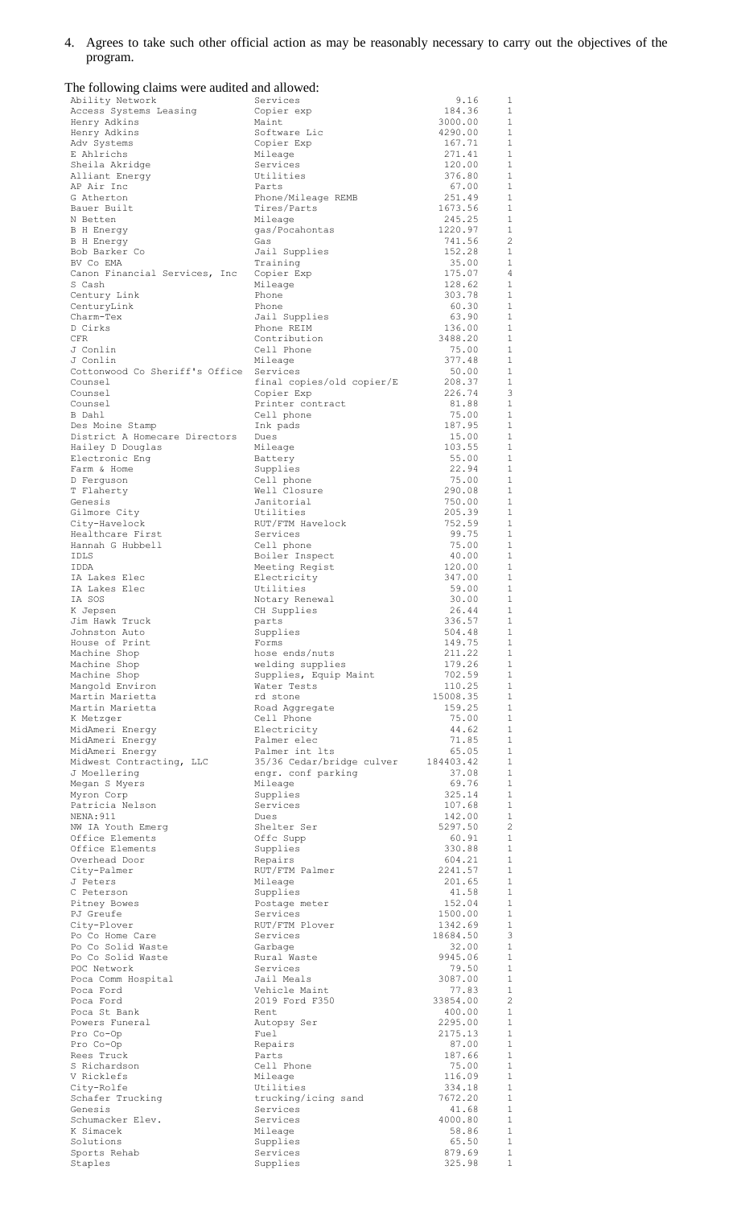4. Agrees to take such other official action as may be reasonably necessary to carry out the objectives of the program.

The following claims were audited and allowed:

| | | | |
|---|---|---|---|
| Ability Network | Services | 9.16 | 1 |
| Access Systems Leasing | Copier exp | 184.36 | 1 |
| Henry Adkins | Maint | 3000.00 | 1 |
| Henry Adkins | Software Lic | 4290.00 | 1 |
| Adv Systems | Copier Exp | 167.71 | 1 |
| E Ahlrichs | Mileage | 271.41 | 1 |
| Sheila Akridge | Services | 120.00 | 1 |
| Alliant Energy | Utilities | 376.80 | 1 |
| AP Air Inc | Parts | 67.00 | 1 |
| G Atherton | Phone/Mileage REMB | 251.49 | 1 |
| Bauer Built | Tires/Parts | 1673.56 | 1 |
| N Betten | Mileage | 245.25 | 1 |
| B H Energy | gas/Pocahontas | 1220.97 | 1 |
| B H Energy | Gas | 741.56 | 2 |
| Bob Barker Co | Jail Supplies | 152.28 | 1 |
| BV Co EMA | Training | 35.00 | 1 |
| Canon Financial Services, Inc | Copier Exp | 175.07 | 4 |
| S Cash | Mileage | 128.62 | 1 |
| Century Link | Phone | 303.78 | 1 |
| CenturyLink | Phone | 60.30 | 1 |
| Charm-Tex | Jail Supplies | 63.90 | 1 |
| D Cirks | Phone REIM | 136.00 | 1 |
| CFR | Contribution | 3488.20 | 1 |
| J Conlin | Cell Phone | 75.00 | 1 |
| J Conlin | Mileage | 377.48 | 1 |
| Cottonwood Co Sheriff's Office | Services | 50.00 | 1 |
| Counsel | final copies/old copier/E | 208.37 | 1 |
| Counsel | Copier Exp | 226.74 | 3 |
| Counsel | Printer contract | 81.88 | 1 |
| B Dahl | Cell phone | 75.00 | 1 |
| Des Moine Stamp | Ink pads | 187.95 | 1 |
| District A Homecare Directors | Dues | 15.00 | 1 |
| Hailey D Douglas | Mileage | 103.55 | 1 |
| Electronic Eng | Battery | 55.00 | 1 |
| Farm & Home | Supplies | 22.94 | 1 |
| D Ferguson | Cell phone | 75.00 | 1 |
| T Flaherty | Well Closure | 290.08 | 1 |
| Genesis | Janitorial | 750.00 | 1 |
| Gilmore City | Utilities | 205.39 | 1 |
| City-Havelock | RUT/FTM Havelock | 752.59 | 1 |
| Healthcare First | Services | 99.75 | 1 |
| Hannah G Hubbell | Cell phone | 75.00 | 1 |
| IDLS | Boiler Inspect | 40.00 | 1 |
| IDDA | Meeting Regist | 120.00 | 1 |
| IA Lakes Elec | Electricity | 347.00 | 1 |
| IA Lakes Elec | Utilities | 59.00 | 1 |
| IA SOS | Notary Renewal | 30.00 | 1 |
| K Jepsen | CH Supplies | 26.44 | 1 |
| Jim Hawk Truck | parts | 336.57 | 1 |
| Johnston Auto | Supplies | 504.48 | 1 |
| House of Print | Forms | 149.75 | 1 |
| Machine Shop | hose ends/nuts | 211.22 | 1 |
| Machine Shop | welding supplies | 179.26 | 1 |
| Machine Shop | Supplies, Equip Maint | 702.59 | 1 |
| Mangold Environ | Water Tests | 110.25 | 1 |
| Martin Marietta | rd stone | 15008.35 | 1 |
| Martin Marietta | Road Aggregate | 159.25 | 1 |
| K Metzger | Cell Phone | 75.00 | 1 |
| MidAmeri Energy | Electricity | 44.62 | 1 |
| MidAmeri Energy | Palmer elec | 71.85 | 1 |
| MidAmeri Energy | Palmer int lts | 65.05 | 1 |
| Midwest Contracting, LLC | 35/36 Cedar/bridge culver | 184403.42 | 1 |
| J Moellering | engr. conf parking | 37.08 | 1 |
| Megan S Myers | Mileage | 69.76 | 1 |
| Myron Corp | Supplies | 325.14 | 1 |
| Patricia Nelson | Services | 107.68 | 1 |
| NENA:911 | Dues | 142.00 | 1 |
| NW IA Youth Emerg | Shelter Ser | 5297.50 | 2 |
| Office Elements | Offc Supp | 60.91 | 1 |
| Office Elements | Supplies | 330.88 | 1 |
| Overhead Door | Repairs | 604.21 | 1 |
| City-Palmer | RUT/FTM Palmer | 2241.57 | 1 |
| J Peters | Mileage | 201.65 | 1 |
| C Peterson | Supplies | 41.58 | 1 |
| Pitney Bowes | Postage meter | 152.04 | 1 |
| PJ Greufe | Services | 1500.00 | 1 |
| City-Plover | RUT/FTM Plover | 1342.69 | 1 |
| Po Co Home Care | Services | 18684.50 | 3 |
| Po Co Solid Waste | Garbage | 32.00 | 1 |
| Po Co Solid Waste | Rural Waste | 9945.06 | 1 |
| POC Network | Services | 79.50 | 1 |
| Poca Comm Hospital | Jail Meals | 3087.00 | 1 |
| Poca Ford | Vehicle Maint | 77.83 | 1 |
| Poca Ford | 2019 Ford F350 | 33854.00 | 2 |
| Poca St Bank | Rent | 400.00 | 1 |
| Powers Funeral | Autopsy Ser | 2295.00 | 1 |
| Pro Co-Op | Fuel | 2175.13 | 1 |
| Pro Co-Op | Repairs | 87.00 | 1 |
| Rees Truck | Parts | 187.66 | 1 |
| S Richardson | Cell Phone | 75.00 | 1 |
| V Ricklefs | Mileage | 116.09 | 1 |
| City-Rolfe | Utilities | 334.18 | 1 |
| Schafer Trucking | trucking/icing sand | 7672.20 | 1 |
| Genesis | Services | 41.68 | 1 |
| Schumacker Elev. | Services | 4000.80 | 1 |
| K Simacek | Mileage | 58.86 | 1 |
| Solutions | Supplies | 65.50 | 1 |
| Sports Rehab | Services | 879.69 | 1 |
| Staples | Supplies | 325.98 | 1 |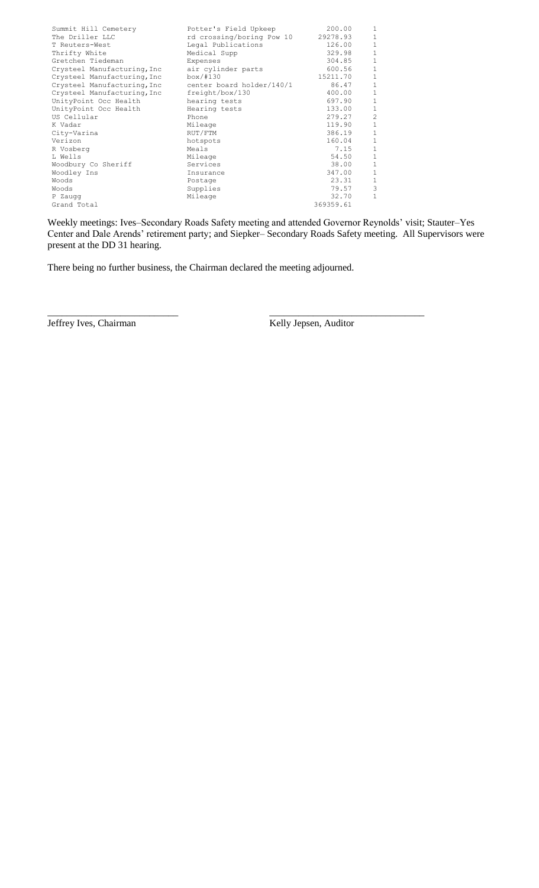| | | | |
|---|---|---|---|
| Summit Hill Cemetery | Potter's Field Upkeep | 200.00 | 1 |
| The Driller LLC | rd crossing/boring Pow 10 | 29278.93 | 1 |
| T Reuters-West | Legal Publications | 126.00 | 1 |
| Thrifty White | Medical Supp | 329.98 | 1 |
| Gretchen Tiedeman | Expenses | 304.85 | 1 |
| Crysteel Manufacturing,Inc | air cylinder parts | 600.56 | 1 |
| Crysteel Manufacturing,Inc | box/#130 | 15211.70 | 1 |
| Crysteel Manufacturing,Inc | center board holder/140/1 | 86.47 | 1 |
| Crysteel Manufacturing,Inc | freight/box/130 | 400.00 | 1 |
| UnityPoint Occ Health | hearing tests | 697.90 | 1 |
| UnityPoint Occ Health | Hearing tests | 133.00 | 1 |
| US Cellular | Phone | 279.27 | 2 |
| K Vadar | Mileage | 119.90 | 1 |
| City-Varina | RUT/FTM | 386.19 | 1 |
| Verizon | hotspots | 160.04 | 1 |
| R Vosberg | Meals | 7.15 | 1 |
| L Wells | Mileage | 54.50 | 1 |
| Woodbury Co Sheriff | Services | 38.00 | 1 |
| Woodley Ins | Insurance | 347.00 | 1 |
| Woods | Postage | 23.31 | 1 |
| Woods | Supplies | 79.57 | 3 |
| P Zaugg | Mileage | 32.70 | 1 |
| Grand Total | | 369359.61 | |

Weekly meetings: Ives–Secondary Roads Safety meeting and attended Governor Reynolds' visit; Stauter–Yes Center and Dale Arends' retirement party; and Siepker– Secondary Roads Safety meeting. All Supervisors were present at the DD 31 hearing.

There being no further business, the Chairman declared the meeting adjourned.

\_\_\_\_\_\_\_\_\_\_\_\_\_\_\_\_\_\_\_\_\_\_\_\_\_\_\_ \_\_\_\_\_\_\_\_\_\_\_\_\_\_\_\_\_\_\_\_\_\_\_\_\_\_\_\_\_\_\_\_\_

Jeffrey Ives, Chairman Kelly Jepsen, Auditor